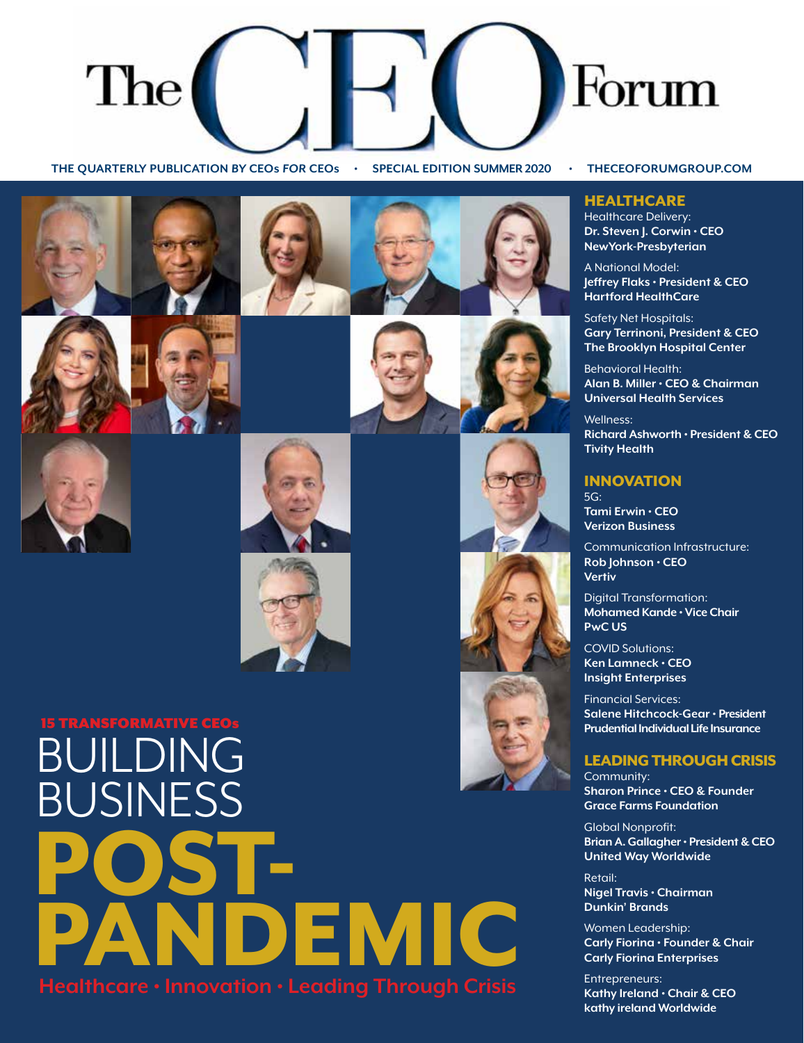# The CEO Forum

THE QUARTERLY PUBLICATION BY CEOs FOR CEOs • SPECIAL EDITION SUMMER 2020 • THECEOFORUMGROUP.COM

15 TRANSFORMATIVE CEOs

# BUILDING BUSINESS POST-PANDEMIC

Healthcare • Innovation • Leading Through Crisis

## HEALTHCARE

Healthcare Delivery:
**Dr. Steven J. Corwin • CEO**
**NewYork-Presbyterian**

A National Model:
**Jeffrey Flaks • President & CEO**
**Hartford HealthCare**

Safety Net Hospitals:
**Gary Terrinoni, President & CEO**
**The Brooklyn Hospital Center**

Behavioral Health:
**Alan B. Miller • CEO & Chairman**
**Universal Health Services**

Wellness:
**Richard Ashworth • President & CEO**
**Tivity Health**

## INNOVATION

5G:
**Tami Erwin • CEO**
**Verizon Business**

Communication Infrastructure:
**Rob Johnson • CEO**
**Vertiv**

Digital Transformation:
**Mohamed Kande • Vice Chair**
**PwC US**

COVID Solutions:
**Ken Lamneck • CEO**
**Insight Enterprises**

Financial Services:
**Salene Hitchcock-Gear • President**
**Prudential Individual Life Insurance**

## LEADING THROUGH CRISIS

Community:
**Sharon Prince • CEO & Founder**
**Grace Farms Foundation**

Global Nonprofit:
**Brian A. Gallagher • President & CEO**
**United Way Worldwide**

Retail:
**Nigel Travis • Chairman**
**Dunkin' Brands**

Women Leadership:
**Carly Fiorina • Founder & Chair**
**Carly Fiorina Enterprises**

Entrepreneurs:
**Kathy Ireland • Chair & CEO**
**kathy ireland Worldwide**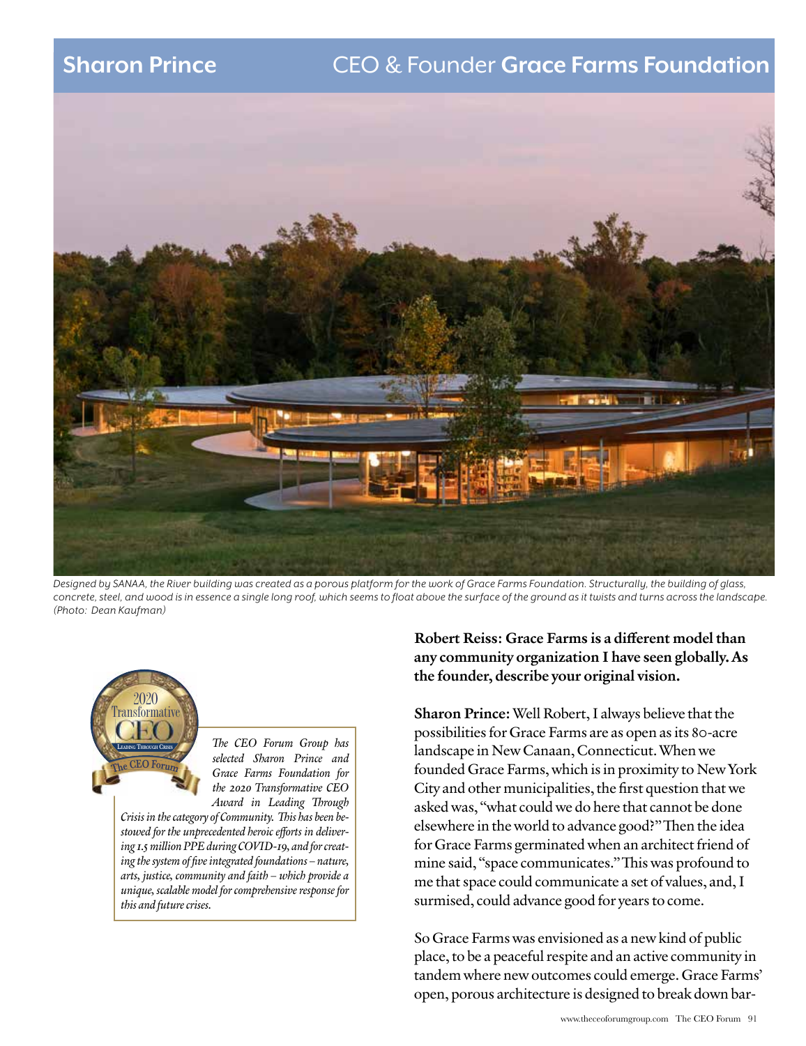## Sharon Prince CEO & Founder **Grace Farms Foundation**

*Designed by SANAA, the River building was created as a porous platform for the work of Grace Farms Foundation. Structurally, the building of glass, concrete, steel, and wood is in essence a single long roof, which seems to float above the surface of the ground as it twists and turns across the landscape. (Photo: Dean Kaufman)*

*The CEO Forum Group has selected Sharon Prince and Grace Farms Foundation for the 2020 Transformative CEO Award in Leading Through Crisis in the category of Community. This has been bestowed for the unprecedented heroic efforts in delivering 1.5 million PPE during COVID-19, and for creating the system of five integrated foundations – nature, arts, justice, community and faith – which provide a unique, scalable model for comprehensive response for this and future crises.*

**Robert Reiss: Grace Farms is a different model than any community organization I have seen globally. As the founder, describe your original vision.**

**Sharon Prince:** Well Robert, I always believe that the possibilities for Grace Farms are as open as its 80-acre landscape in New Canaan, Connecticut. When we founded Grace Farms, which is in proximity to New York City and other municipalities, the first question that we asked was, "what could we do here that cannot be done elsewhere in the world to advance good?" Then the idea for Grace Farms germinated when an architect friend of mine said, "space communicates." This was profound to me that space could communicate a set of values, and, I surmised, could advance good for years to come.

So Grace Farms was envisioned as a new kind of public place, to be a peaceful respite and an active community in tandem where new outcomes could emerge. Grace Farms' open, porous architecture is designed to break down bar-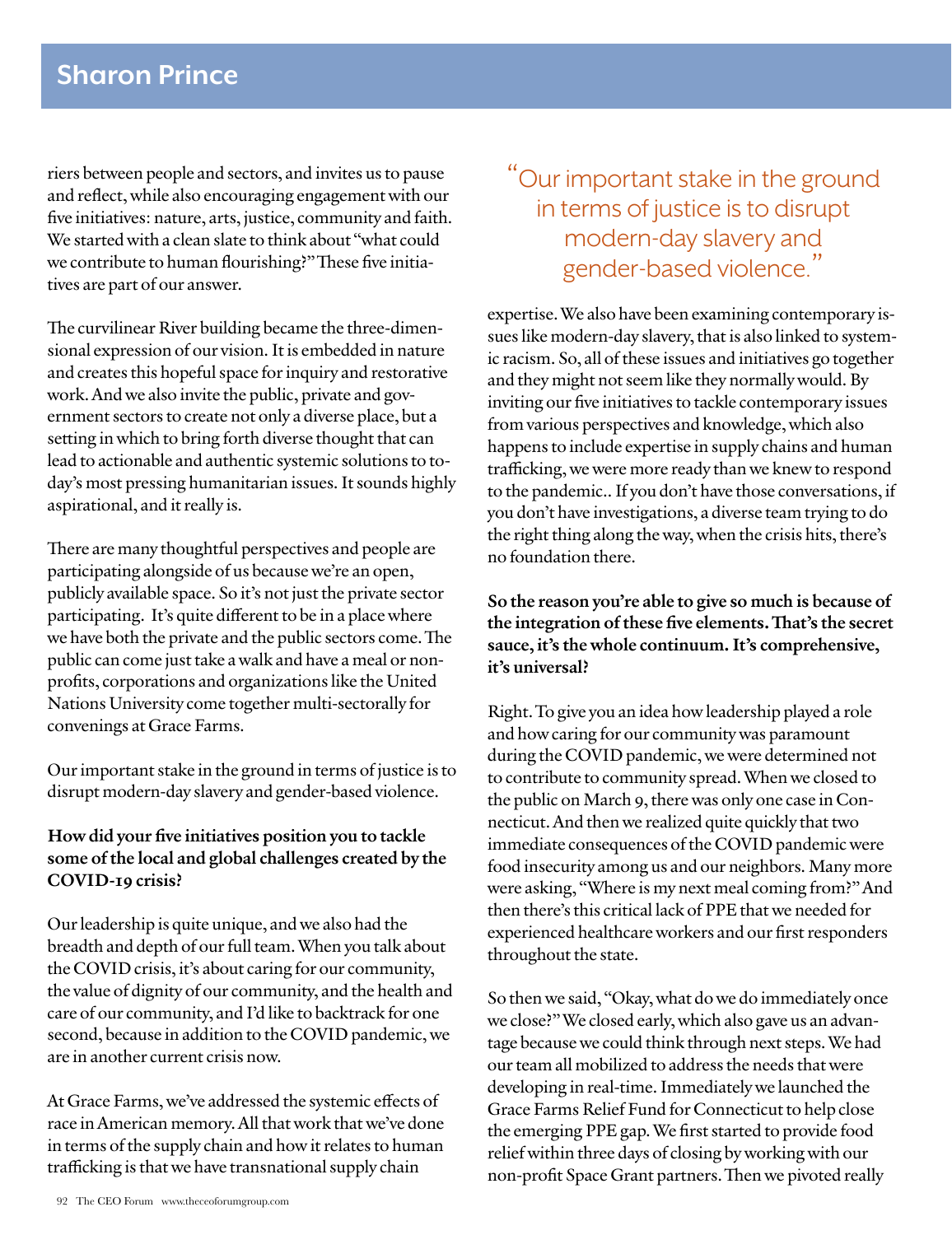riers between people and sectors, and invites us to pause and reflect, while also encouraging engagement with our five initiatives: nature, arts, justice, community and faith. We started with a clean slate to think about "what could we contribute to human flourishing?" These five initiatives are part of our answer.

The curvilinear River building became the three-dimensional expression of our vision. It is embedded in nature and creates this hopeful space for inquiry and restorative work. And we also invite the public, private and government sectors to create not only a diverse place, but a setting in which to bring forth diverse thought that can lead to actionable and authentic systemic solutions to today's most pressing humanitarian issues. It sounds highly aspirational, and it really is.

There are many thoughtful perspectives and people are participating alongside of us because we're an open, publicly available space. So it's not just the private sector participating. It's quite different to be in a place where we have both the private and the public sectors come. The public can come just take a walk and have a meal or non-profits, corporations and organizations like the United Nations University come together multi-sectorally for convenings at Grace Farms.

Our important stake in the ground in terms of justice is to disrupt modern-day slavery and gender-based violence.

**How did your five initiatives position you to tackle some of the local and global challenges created by the COVID-19 crisis?**

Our leadership is quite unique, and we also had the breadth and depth of our full team. When you talk about the COVID crisis, it's about caring for our community, the value of dignity of our community, and the health and care of our community, and I'd like to backtrack for one second, because in addition to the COVID pandemic, we are in another current crisis now.

At Grace Farms, we've addressed the systemic effects of race in American memory. All that work that we've done in terms of the supply chain and how it relates to human trafficking is that we have transnational supply chain

> "Our important stake in the ground in terms of justice is to disrupt modern-day slavery and gender-based violence."

expertise. We also have been examining contemporary issues like modern-day slavery, that is also linked to systemic racism. So, all of these issues and initiatives go together and they might not seem like they normally would. By inviting our five initiatives to tackle contemporary issues from various perspectives and knowledge, which also happens to include expertise in supply chains and human trafficking, we were more ready than we knew to respond to the pandemic.. If you don't have those conversations, if you don't have investigations, a diverse team trying to do the right thing along the way, when the crisis hits, there's no foundation there.

**So the reason you're able to give so much is because of the integration of these five elements. That's the secret sauce, it's the whole continuum. It's comprehensive, it's universal?**

Right. To give you an idea how leadership played a role and how caring for our community was paramount during the COVID pandemic, we were determined not to contribute to community spread. When we closed to the public on March 9, there was only one case in Connecticut. And then we realized quite quickly that two immediate consequences of the COVID pandemic were food insecurity among us and our neighbors. Many more were asking, "Where is my next meal coming from?" And then there's this critical lack of PPE that we needed for experienced healthcare workers and our first responders throughout the state.

So then we said, "Okay, what do we do immediately once we close?" We closed early, which also gave us an advantage because we could think through next steps. We had our team all mobilized to address the needs that were developing in real-time. Immediately we launched the Grace Farms Relief Fund for Connecticut to help close the emerging PPE gap. We first started to provide food relief within three days of closing by working with our non-profit Space Grant partners. Then we pivoted really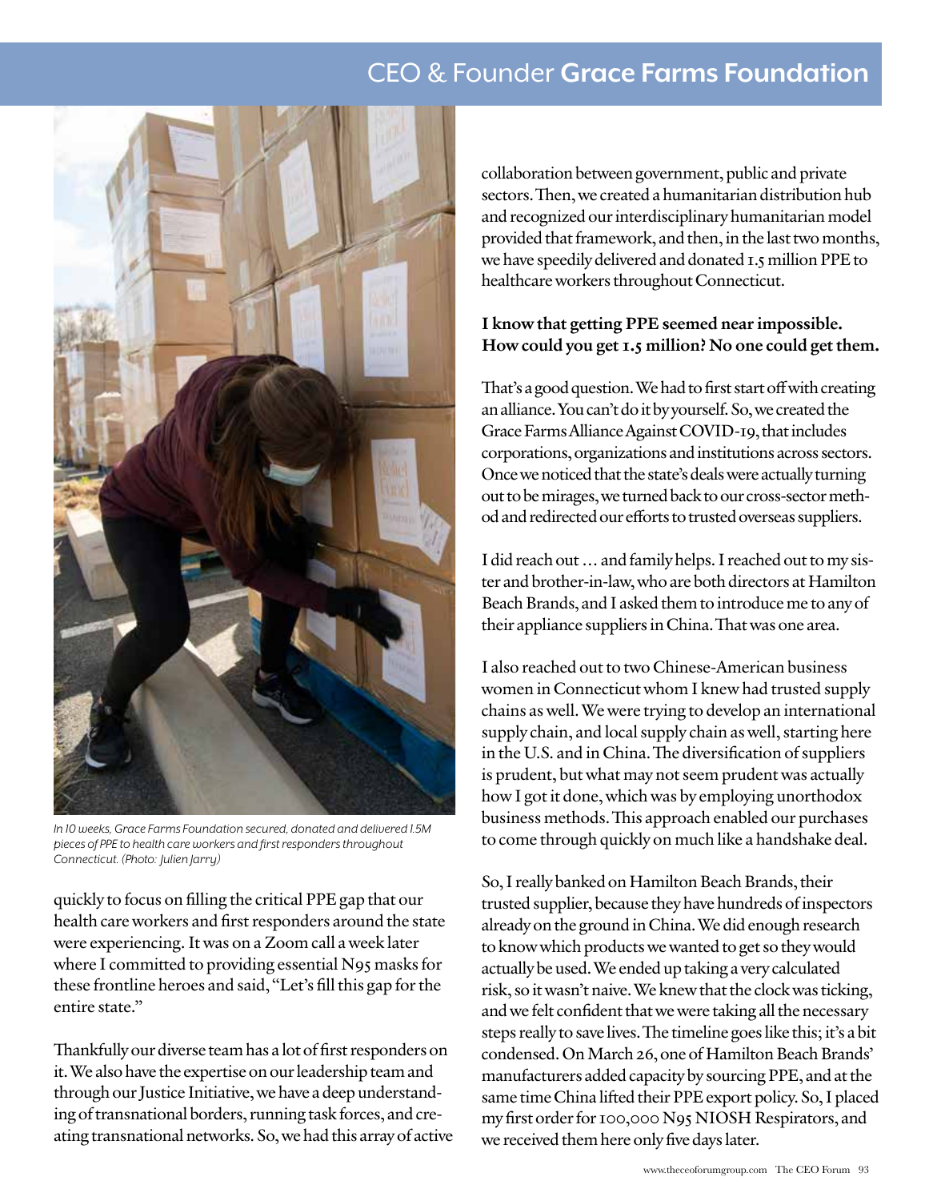In 10 weeks, Grace Farms Foundation secured, donated and delivered 1.5M pieces of PPE to health care workers and first responders throughout Connecticut. (Photo: Julien Jarry)

quickly to focus on filling the critical PPE gap that our health care workers and first responders around the state were experiencing. It was on a Zoom call a week later where I committed to providing essential N95 masks for these frontline heroes and said, "Let's fill this gap for the entire state."

Thankfully our diverse team has a lot of first responders on it. We also have the expertise on our leadership team and through our Justice Initiative, we have a deep understanding of transnational borders, running task forces, and creating transnational networks. So, we had this array of active collaboration between government, public and private sectors. Then, we created a humanitarian distribution hub and recognized our interdisciplinary humanitarian model provided that framework, and then, in the last two months, we have speedily delivered and donated 1.5 million PPE to healthcare workers throughout Connecticut.

**I know that getting PPE seemed near impossible. How could you get 1.5 million? No one could get them.**

That's a good question. We had to first start off with creating an alliance. You can't do it by yourself. So, we created the Grace Farms Alliance Against COVID-19, that includes corporations, organizations and institutions across sectors. Once we noticed that the state's deals were actually turning out to be mirages, we turned back to our cross-sector method and redirected our efforts to trusted overseas suppliers.

I did reach out … and family helps. I reached out to my sister and brother-in-law, who are both directors at Hamilton Beach Brands, and I asked them to introduce me to any of their appliance suppliers in China. That was one area.

I also reached out to two Chinese-American business women in Connecticut whom I knew had trusted supply chains as well. We were trying to develop an international supply chain, and local supply chain as well, starting here in the U.S. and in China. The diversification of suppliers is prudent, but what may not seem prudent was actually how I got it done, which was by employing unorthodox business methods. This approach enabled our purchases to come through quickly on much like a handshake deal.

So, I really banked on Hamilton Beach Brands, their trusted supplier, because they have hundreds of inspectors already on the ground in China. We did enough research to know which products we wanted to get so they would actually be used. We ended up taking a very calculated risk, so it wasn't naive. We knew that the clock was ticking, and we felt confident that we were taking all the necessary steps really to save lives. The timeline goes like this; it's a bit condensed. On March 26, one of Hamilton Beach Brands' manufacturers added capacity by sourcing PPE, and at the same time China lifted their PPE export policy. So, I placed my first order for 100,000 N95 NIOSH Respirators, and we received them here only five days later.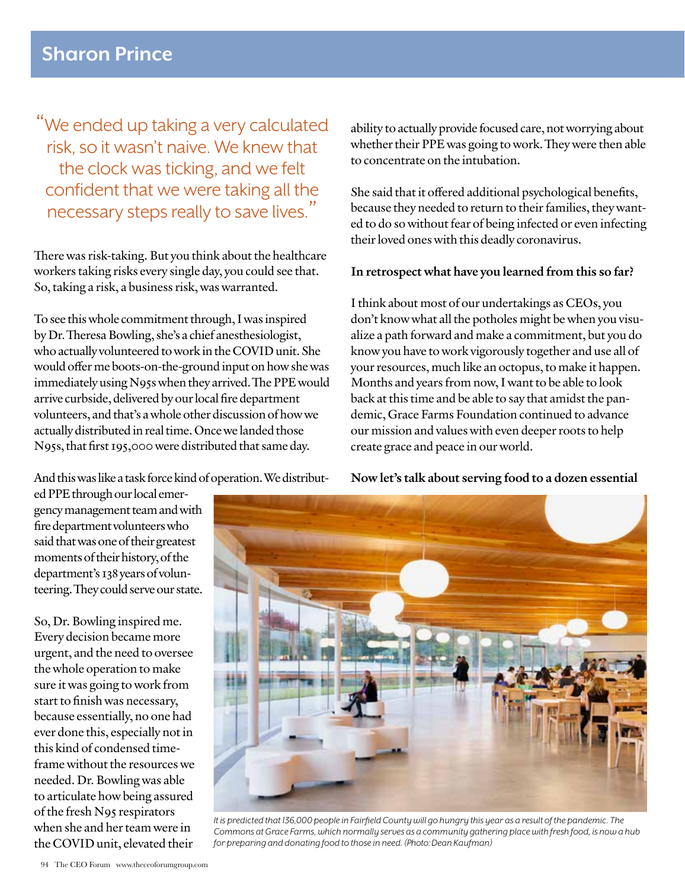## Sharon Prince

> "We ended up taking a very calculated risk, so it wasn't naive. We knew that the clock was ticking, and we felt confident that we were taking all the necessary steps really to save lives."

There was risk-taking. But you think about the healthcare workers taking risks every single day, you could see that. So, taking a risk, a business risk, was warranted.

To see this whole commitment through, I was inspired by Dr. Theresa Bowling, she's a chief anesthesiologist, who actually volunteered to work in the COVID unit. She would offer me boots-on-the-ground input on how she was immediately using N95s when they arrived. The PPE would arrive curbside, delivered by our local fire department volunteers, and that's a whole other discussion of how we actually distributed in real time. Once we landed those N95s, that first 195,000 were distributed that same day.

And this was like a task force kind of operation. We distributed PPE through our local emergency management team and with fire department volunteers who said that was one of their greatest moments of their history, of the department's 138 years of volunteering. They could serve our state.

So, Dr. Bowling inspired me. Every decision became more urgent, and the need to oversee the whole operation to make sure it was going to work from start to finish was necessary, because essentially, no one had ever done this, especially not in this kind of condensed timeframe without the resources we needed. Dr. Bowling was able to articulate how being assured of the fresh N95 respirators when she and her team were in the COVID unit, elevated their ability to actually provide focused care, not worrying about whether their PPE was going to work. They were then able to concentrate on the intubation.

She said that it offered additional psychological benefits, because they needed to return to their families, they wanted to do so without fear of being infected or even infecting their loved ones with this deadly coronavirus.

**In retrospect what have you learned from this so far?**

I think about most of our undertakings as CEOs, you don't know what all the potholes might be when you visualize a path forward and make a commitment, but you do know you have to work vigorously together and use all of your resources, much like an octopus, to make it happen. Months and years from now, I want to be able to look back at this time and be able to say that amidst the pandemic, Grace Farms Foundation continued to advance our mission and values with even deeper roots to help create grace and peace in our world.

**Now let's talk about serving food to a dozen essential**

*It is predicted that 136,000 people in Fairfield County will go hungry this year as a result of the pandemic. The Commons at Grace Farms, which normally serves as a community gathering place with fresh food, is now a hub for preparing and donating food to those in need. (Photo: Dean Kaufman)*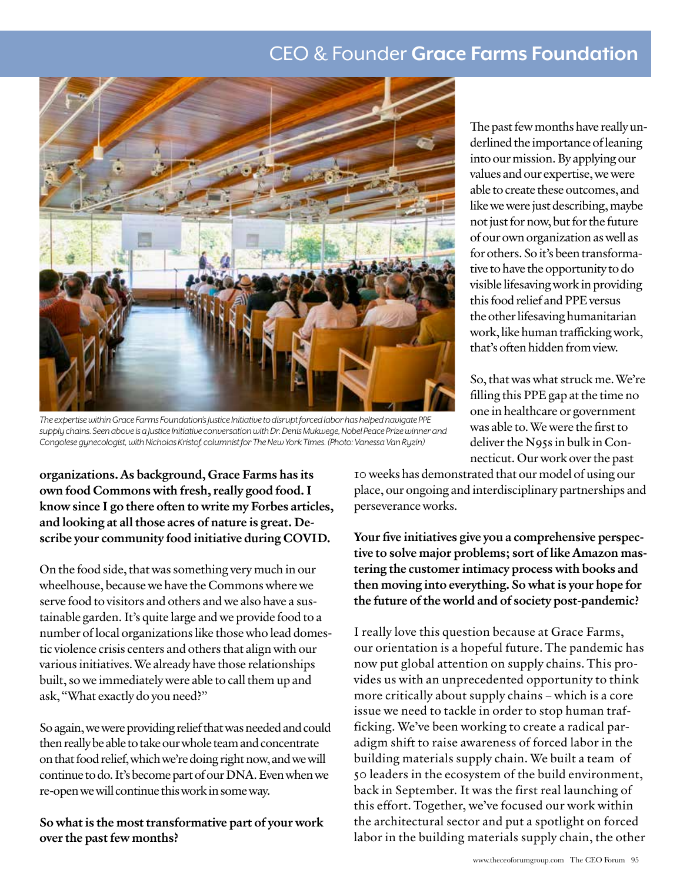## CEO & Founder **Grace Farms Foundation**

*The expertise within Grace Farms Foundation's Justice Initiative to disrupt forced labor has helped navigate PPE supply chains. Seen above is a Justice Initiative conversation with Dr. Denis Mukwege, Nobel Peace Prize winner and Congolese gynecologist, with Nicholas Kristof, columnist for The New York Times. (Photo: Vanessa Van Ryzin)*

**organizations. As background, Grace Farms has its own food Commons with fresh, really good food. I know since I go there often to write my Forbes articles, and looking at all those acres of nature is great. Describe your community food initiative during COVID.**

On the food side, that was something very much in our wheelhouse, because we have the Commons where we serve food to visitors and others and we also have a sustainable garden. It's quite large and we provide food to a number of local organizations like those who lead domestic violence crisis centers and others that align with our various initiatives. We already have those relationships built, so we immediately were able to call them up and ask, "What exactly do you need?"

So again, we were providing relief that was needed and could then really be able to take our whole team and concentrate on that food relief, which we're doing right now, and we will continue to do. It's become part of our DNA. Even when we re-open we will continue this work in some way.

**So what is the most transformative part of your work over the past few months?**

The past few months have really underlined the importance of leaning into our mission. By applying our values and our expertise, we were able to create these outcomes, and like we were just describing, maybe not just for now, but for the future of our own organization as well as for others. So it's been transformative to have the opportunity to do visible lifesaving work in providing this food relief and PPE versus the other lifesaving humanitarian work, like human trafficking work, that's often hidden from view.

So, that was what struck me. We're filling this PPE gap at the time no one in healthcare or government was able to. We were the first to deliver the N95s in bulk in Connecticut. Our work over the past 10 weeks has demonstrated that our model of using our place, our ongoing and interdisciplinary partnerships and perseverance works.

**Your five initiatives give you a comprehensive perspective to solve major problems; sort of like Amazon mastering the customer intimacy process with books and then moving into everything. So what is your hope for the future of the world and of society post-pandemic?**

I really love this question because at Grace Farms, our orientation is a hopeful future. The pandemic has now put global attention on supply chains. This provides us with an unprecedented opportunity to think more critically about supply chains – which is a core issue we need to tackle in order to stop human trafficking. We've been working to create a radical paradigm shift to raise awareness of forced labor in the building materials supply chain. We built a team of 50 leaders in the ecosystem of the build environment, back in September. It was the first real launching of this effort. Together, we've focused our work within the architectural sector and put a spotlight on forced labor in the building materials supply chain, the other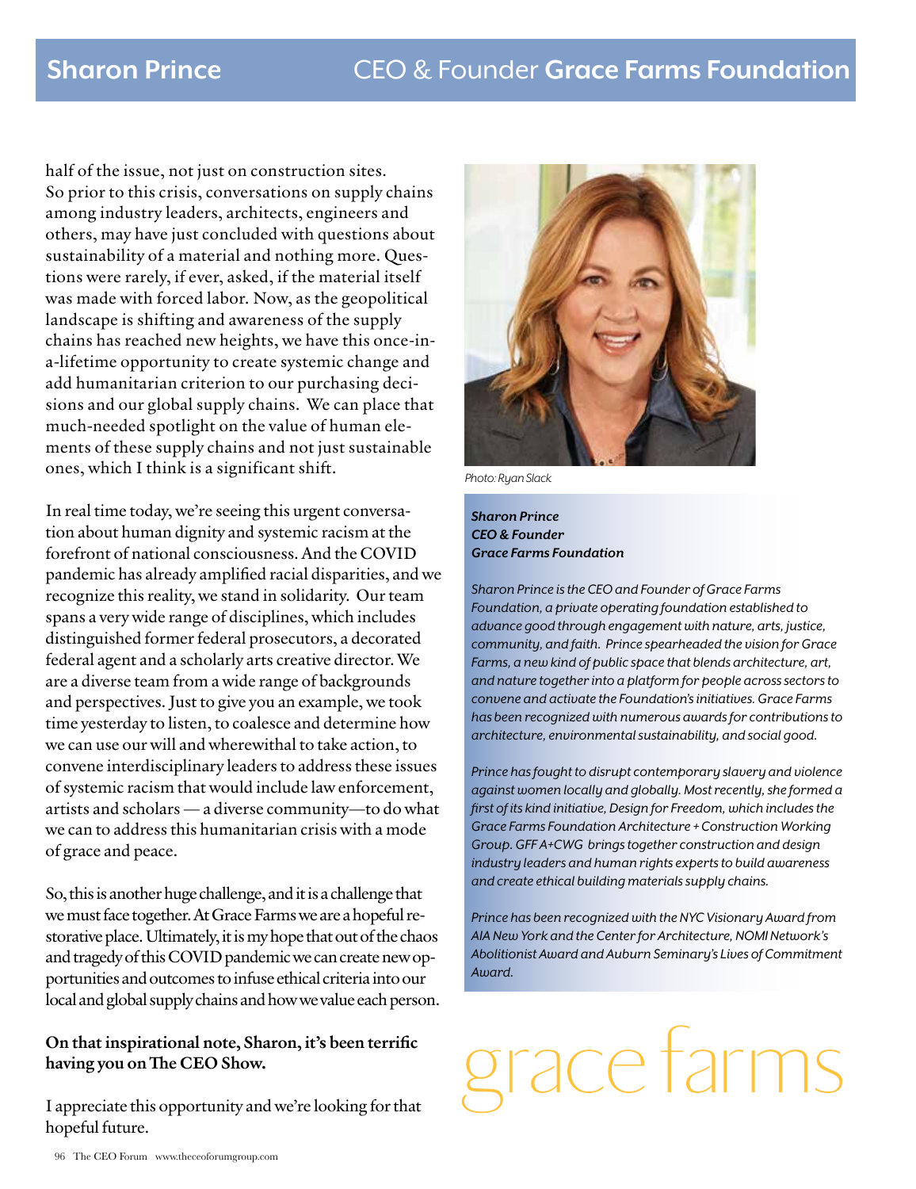half of the issue, not just on construction sites. So prior to this crisis, conversations on supply chains among industry leaders, architects, engineers and others, may have just concluded with questions about sustainability of a material and nothing more. Questions were rarely, if ever, asked, if the material itself was made with forced labor. Now, as the geopolitical landscape is shifting and awareness of the supply chains has reached new heights, we have this once-in-a-lifetime opportunity to create systemic change and add humanitarian criterion to our purchasing decisions and our global supply chains. We can place that much-needed spotlight on the value of human elements of these supply chains and not just sustainable ones, which I think is a significant shift.

In real time today, we're seeing this urgent conversation about human dignity and systemic racism at the forefront of national consciousness. And the COVID pandemic has already amplified racial disparities, and we recognize this reality, we stand in solidarity. Our team spans a very wide range of disciplines, which includes distinguished former federal prosecutors, a decorated federal agent and a scholarly arts creative director. We are a diverse team from a wide range of backgrounds and perspectives. Just to give you an example, we took time yesterday to listen, to coalesce and determine how we can use our will and wherewithal to take action, to convene interdisciplinary leaders to address these issues of systemic racism that would include law enforcement, artists and scholars — a diverse community—to do what we can to address this humanitarian crisis with a mode of grace and peace.

So, this is another huge challenge, and it is a challenge that we must face together. At Grace Farms we are a hopeful restorative place. Ultimately, it is my hope that out of the chaos and tragedy of this COVID pandemic we can create new opportunities and outcomes to infuse ethical criteria into our local and global supply chains and how we value each person.

**On that inspirational note, Sharon, it's been terrific having you on The CEO Show.**

I appreciate this opportunity and we're looking for that hopeful future.

*Photo: Ryan Slack*

***Sharon Prince***
***CEO & Founder***
***Grace Farms Foundation***

*Sharon Prince is the CEO and Founder of Grace Farms Foundation, a private operating foundation established to advance good through engagement with nature, arts, justice, community, and faith. Prince spearheaded the vision for Grace Farms, a new kind of public space that blends architecture, art, and nature together into a platform for people across sectors to convene and activate the Foundation's initiatives. Grace Farms has been recognized with numerous awards for contributions to architecture, environmental sustainability, and social good.*

*Prince has fought to disrupt contemporary slavery and violence against women locally and globally. Most recently, she formed a first of its kind initiative, Design for Freedom, which includes the Grace Farms Foundation Architecture + Construction Working Group. GFF A+CWG brings together construction and design industry leaders and human rights experts to build awareness and create ethical building materials supply chains.*

*Prince has been recognized with the NYC Visionary Award from AIA New York and the Center for Architecture, NOMI Network's Abolitionist Award and Auburn Seminary's Lives of Commitment Award.*

grace farms